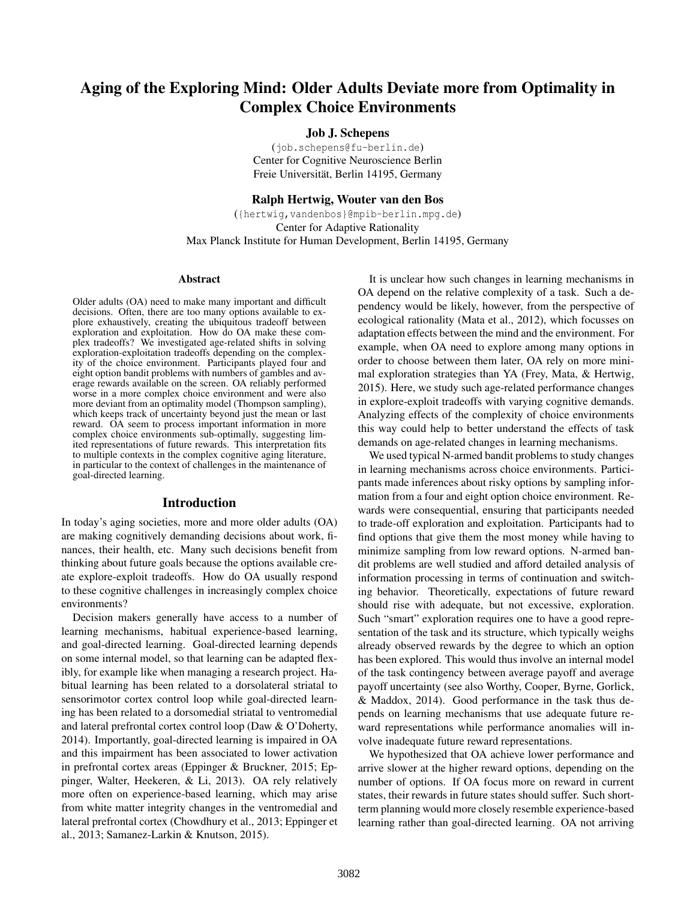# Aging of the Exploring Mind: Older Adults Deviate more from Optimality in Complex Choice Environments

**Job J. Schepens**
(job.schepens@fu-berlin.de)
Center for Cognitive Neuroscience Berlin
Freie Universität, Berlin 14195, Germany

**Ralph Hertwig, Wouter van den Bos**
({hertwig,vandenbos}@mpib-berlin.mpg.de)
Center for Adaptive Rationality
Max Planck Institute for Human Development, Berlin 14195, Germany

### Abstract

Older adults (OA) need to make many important and difficult decisions. Often, there are too many options available to explore exhaustively, creating the ubiquitous tradeoff between exploration and exploitation. How do OA make these complex tradeoffs? We investigated age-related shifts in solving exploration-exploitation tradeoffs depending on the complexity of the choice environment. Participants played four and eight option bandit problems with numbers of gambles and average rewards available on the screen. OA reliably performed worse in a more complex choice environment and were also more deviant from an optimality model (Thompson sampling), which keeps track of uncertainty beyond just the mean or last reward. OA seem to process important information in more complex choice environments sub-optimally, suggesting limited representations of future rewards. This interpretation fits to multiple contexts in the complex cognitive aging literature, in particular to the context of challenges in the maintenance of goal-directed learning.

## Introduction

In today's aging societies, more and more older adults (OA) are making cognitively demanding decisions about work, finances, their health, etc. Many such decisions benefit from thinking about future goals because the options available create explore-exploit tradeoffs. How do OA usually respond to these cognitive challenges in increasingly complex choice environments?

Decision makers generally have access to a number of learning mechanisms, habitual experience-based learning, and goal-directed learning. Goal-directed learning depends on some internal model, so that learning can be adapted flexibly, for example like when managing a research project. Habitual learning has been related to a dorsolateral striatal to sensorimotor cortex control loop while goal-directed learning has been related to a dorsomedial striatal to ventromedial and lateral prefrontal cortex control loop (Daw & O'Doherty, 2014). Importantly, goal-directed learning is impaired in OA and this impairment has been associated to lower activation in prefrontal cortex areas (Eppinger & Bruckner, 2015; Eppinger, Walter, Heekeren, & Li, 2013). OA rely relatively more often on experience-based learning, which may arise from white matter integrity changes in the ventromedial and lateral prefrontal cortex (Chowdhury et al., 2013; Eppinger et al., 2013; Samanez-Larkin & Knutson, 2015).

It is unclear how such changes in learning mechanisms in OA depend on the relative complexity of a task. Such a dependency would be likely, however, from the perspective of ecological rationality (Mata et al., 2012), which focusses on adaptation effects between the mind and the environment. For example, when OA need to explore among many options in order to choose between them later, OA rely on more minimal exploration strategies than YA (Frey, Mata, & Hertwig, 2015). Here, we study such age-related performance changes in explore-exploit tradeoffs with varying cognitive demands. Analyzing effects of the complexity of choice environments this way could help to better understand the effects of task demands on age-related changes in learning mechanisms.

We used typical N-armed bandit problems to study changes in learning mechanisms across choice environments. Participants made inferences about risky options by sampling information from a four and eight option choice environment. Rewards were consequential, ensuring that participants needed to trade-off exploration and exploitation. Participants had to find options that give them the most money while having to minimize sampling from low reward options. N-armed bandit problems are well studied and afford detailed analysis of information processing in terms of continuation and switching behavior. Theoretically, expectations of future reward should rise with adequate, but not excessive, exploration. Such "smart" exploration requires one to have a good representation of the task and its structure, which typically weighs already observed rewards by the degree to which an option has been explored. This would thus involve an internal model of the task contingency between average payoff and average payoff uncertainty (see also Worthy, Cooper, Byrne, Gorlick, & Maddox, 2014). Good performance in the task thus depends on learning mechanisms that use adequate future reward representations while performance anomalies will involve inadequate future reward representations.

We hypothesized that OA achieve lower performance and arrive slower at the higher reward options, depending on the number of options. If OA focus more on reward in current states, their rewards in future states should suffer. Such short-term planning would more closely resemble experience-based learning rather than goal-directed learning. OA not arriving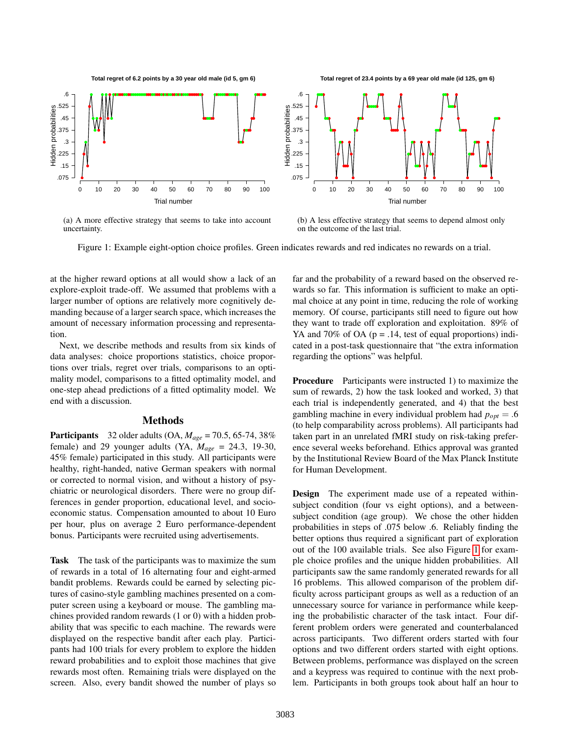Total regret of 6.2 points by a 30 year old male (id 5, gm 6)

Total regret of 23.4 points by a 69 year old male (id 125, gm 6)

(a) A more effective strategy that seems to take into account uncertainty.

(b) A less effective strategy that seems to depend almost only on the outcome of the last trial.

Figure 1: Example eight-option choice profiles. Green indicates rewards and red indicates no rewards on a trial.

at the higher reward options at all would show a lack of an explore-exploit trade-off. We assumed that problems with a larger number of options are relatively more cognitively demanding because of a larger search space, which increases the amount of necessary information processing and representation.

Next, we describe methods and results from six kinds of data analyses: choice proportions statistics, choice proportions over trials, regret over trials, comparisons to an optimality model, comparisons to a fitted optimality model, and one-step ahead predictions of a fitted optimality model. We end with a discussion.

## Methods

**Participants** 32 older adults (OA, $M_{age}$ = 70.5, 65-74, 38% female) and 29 younger adults (YA, $M_{age}$ = 24.3, 19-30, 45% female) participated in this study. All participants were healthy, right-handed, native German speakers with normal or corrected to normal vision, and without a history of psychiatric or neurological disorders. There were no group differences in gender proportion, educational level, and socio-economic status. Compensation amounted to about 10 Euro per hour, plus on average 2 Euro performance-dependent bonus. Participants were recruited using advertisements.

**Task** The task of the participants was to maximize the sum of rewards in a total of 16 alternating four and eight-armed bandit problems. Rewards could be earned by selecting pictures of casino-style gambling machines presented on a computer screen using a keyboard or mouse. The gambling machines provided random rewards (1 or 0) with a hidden probability that was specific to each machine. The rewards were displayed on the respective bandit after each play. Participants had 100 trials for every problem to explore the hidden reward probabilities and to exploit those machines that give rewards most often. Remaining trials were displayed on the screen. Also, every bandit showed the number of plays so far and the probability of a reward based on the observed rewards so far. This information is sufficient to make an optimal choice at any point in time, reducing the role of working memory. Of course, participants still need to figure out how they want to trade off exploration and exploitation. 89% of YA and 70% of OA (p = .14, test of equal proportions) indicated in a post-task questionnaire that "the extra information regarding the options" was helpful.

**Procedure** Participants were instructed 1) to maximize the sum of rewards, 2) how the task looked and worked, 3) that each trial is independently generated, and 4) that the best gambling machine in every individual problem had $p_{opt} = .6$ (to help comparability across problems). All participants had taken part in an unrelated fMRI study on risk-taking preference several weeks beforehand. Ethics approval was granted by the Institutional Review Board of the Max Planck Institute for Human Development.

**Design** The experiment made use of a repeated within-subject condition (four vs eight options), and a between-subject condition (age group). We chose the other hidden probabilities in steps of .075 below .6. Reliably finding the better options thus required a significant part of exploration out of the 100 available trials. See also Figure 1 for example choice profiles and the unique hidden probabilities. All participants saw the same randomly generated rewards for all 16 problems. This allowed comparison of the problem difficulty across participant groups as well as a reduction of an unnecessary source for variance in performance while keeping the probabilistic character of the task intact. Four different problem orders were generated and counterbalanced across participants. Two different orders started with four options and two different orders started with eight options. Between problems, performance was displayed on the screen and a keypress was required to continue with the next problem. Participants in both groups took about half an hour to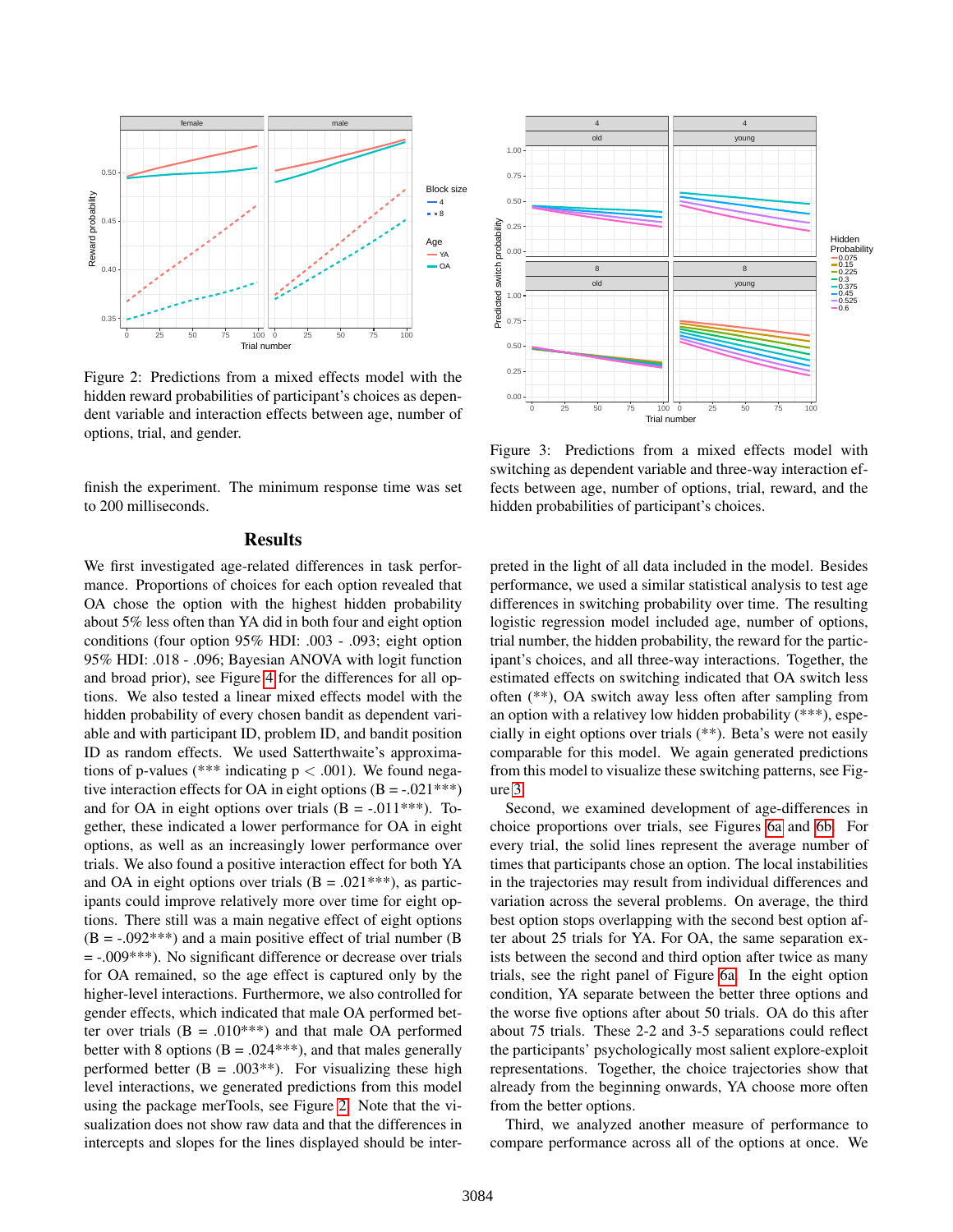female

male

Reward probability

0.50

0.45

0.40

0.35

0 25 50 75 100 0 25 50 75 100

Trial number

Block size

4

8

Age

YA

OA

Figure 2: Predictions from a mixed effects model with the hidden reward probabilities of participant's choices as dependent variable and interaction effects between age, number of options, trial, and gender.

finish the experiment. The minimum response time was set to 200 milliseconds.

## Results

We first investigated age-related differences in task performance. Proportions of choices for each option revealed that OA chose the option with the highest hidden probability about 5% less often than YA did in both four and eight option conditions (four option 95% HDI: .003 - .093; eight option 95% HDI: .018 - .096; Bayesian ANOVA with logit function and broad prior), see Figure 4 for the differences for all options. We also tested a linear mixed effects model with the hidden probability of every chosen bandit as dependent variable and with participant ID, problem ID, and bandit position ID as random effects. We used Satterthwaite's approximations of p-values (*** indicating $p < .001$). We found negative interaction effects for OA in eight options (B = -.021***) and for OA in eight options over trials (B = -.011***). Together, these indicated a lower performance for OA in eight options, as well as an increasingly lower performance over trials. We also found a positive interaction effect for both YA and OA in eight options over trials (B = .021***), as participants could improve relatively more over time for eight options. There still was a main negative effect of eight options (B = -.092***) and a main positive effect of trial number (B = -.009***). No significant difference or decrease over trials for OA remained, so the age effect is captured only by the higher-level interactions. Furthermore, we also controlled for gender effects, which indicated that male OA performed better over trials (B = .010***) and that male OA performed better with 8 options (B = .024***), and that males generally performed better (B = .003**). For visualizing these high level interactions, we generated predictions from this model using the package merTools, see Figure 2. Note that the visualization does not show raw data and that the differences in intercepts and slopes for the lines displayed should be interpreted in the light of all data included in the model. Besides performance, we used a similar statistical analysis to test age differences in switching probability over time. The resulting logistic regression model included age, number of options, trial number, the hidden probability, the reward for the participant's choices, and all three-way interactions. Together, the estimated effects on switching indicated that OA switch less often (**), OA switch away less often after sampling from an option with a relativey low hidden probability (***), especially in eight options over trials (**). Beta's were not easily comparable for this model. We again generated predictions from this model to visualize these switching patterns, see Figure 3.

4

old

4

young

8

old

8

young

Predicted switch probability

1.00

0.75

0.50

0.25

0.00

0 25 50 75 100 0 25 50 75 100

Trial number

Hidden Probability

0.075

0.15

0.225

0.3

0.375

0.45

0.525

0.6

Figure 3: Predictions from a mixed effects model with switching as dependent variable and three-way interaction effects between age, number of options, trial, reward, and the hidden probabilities of participant's choices.

Second, we examined development of age-differences in choice proportions over trials, see Figures 6a and 6b. For every trial, the solid lines represent the average number of times that participants chose an option. The local instabilities in the trajectories may result from individual differences and variation across the several problems. On average, the third best option stops overlapping with the second best option after about 25 trials for YA. For OA, the same separation exists between the second and third option after twice as many trials, see the right panel of Figure 6a. In the eight option condition, YA separate between the better three options and the worse five options after about 50 trials. OA do this after about 75 trials. These 2-2 and 3-5 separations could reflect the participants' psychologically most salient explore-exploit representations. Together, the choice trajectories show that already from the beginning onwards, YA choose more often from the better options.

Third, we analyzed another measure of performance to compare performance across all of the options at once. We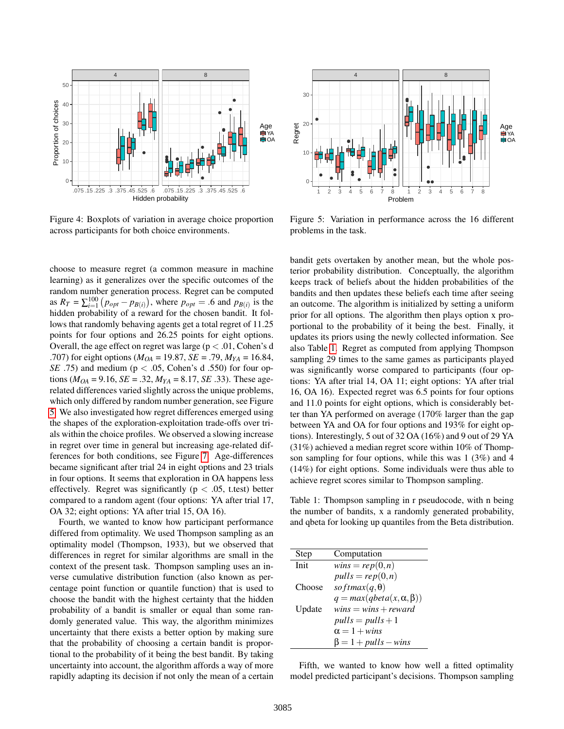Figure 4: Boxplots of variation in average choice proportion across participants for both choice environments.

Figure 5: Variation in performance across the 16 different problems in the task.

choose to measure regret (a common measure in machine learning) as it generalizes over the specific outcomes of the random number generation process. Regret can be computed as $R_T = \sum_{i=1}^{100} \left(p_{opt} - p_{B(i)}\right)$, where $p_{opt} = .6$ and $p_{B(i)}$ is the hidden probability of a reward for the chosen bandit. It follows that randomly behaving agents get a total regret of 11.25 points for four options and 26.25 points for eight options. Overall, the age effect on regret was large ($p < .01$, Cohen's d .707) for eight options ($M_{OA}$ = 19.87, *SE* = .79, $M_{YA}$ = 16.84, *SE* .75) and medium ($p < .05$, Cohen's d .550) for four options ($M_{OA}$ = 9.16, *SE* = .32, $M_{YA}$ = 8.17, *SE* .33). These age-related differences varied slightly across the unique problems, which only differed by random number generation, see Figure 5. We also investigated how regret differences emerged using the shapes of the exploration-exploitation trade-offs over trials within the choice profiles. We observed a slowing increase in regret over time in general but increasing age-related differences for both conditions, see Figure 7. Age-differences became significant after trial 24 in eight options and 23 trials in four options. It seems that exploration in OA happens less effectively. Regret was significantly ($p < .05$, t.test) better compared to a random agent (four options: YA after trial 17, OA 32; eight options: YA after trial 15, OA 16).

Fourth, we wanted to know how participant performance differed from optimality. We used Thompson sampling as an optimality model (Thompson, 1933), but we observed that differences in regret for similar algorithms are small in the context of the present task. Thompson sampling uses an inverse cumulative distribution function (also known as percentage point function or quantile function) that is used to choose the bandit with the highest certainty that the hidden probability of a bandit is smaller or equal than some randomly generated value. This way, the algorithm minimizes uncertainty that there exists a better option by making sure that the probability of choosing a certain bandit is proportional to the probability of it being the best bandit. By taking uncertainty into account, the algorithm affords a way of more rapidly adapting its decision if not only the mean of a certain bandit gets overtaken by another mean, but the whole posterior probability distribution. Conceptually, the algorithm keeps track of beliefs about the hidden probabilities of the bandits and then updates these beliefs each time after seeing an outcome. The algorithm is initialized by setting a uniform prior for all options. The algorithm then plays option x proportional to the probability of it being the best. Finally, it updates its priors using the newly collected information. See also Table 1. Regret as computed from applying Thompson sampling 29 times to the same games as participants played was significantly worse compared to participants (four options: YA after trial 14, OA 11; eight options: YA after trial 16, OA 16). Expected regret was 6.5 points for four options and 11.0 points for eight options, which is considerably better than YA performed on average (170% larger than the gap between YA and OA for four options and 193% for eight options). Interestingly, 5 out of 32 OA (16%) and 9 out of 29 YA (31%) achieved a median regret score within 10% of Thompson sampling for four options, while this was 1 (3%) and 4 (14%) for eight options. Some individuals were thus able to achieve regret scores similar to Thompson sampling.

Table 1: Thompson sampling in r pseudocode, with n being the number of bandits, x a randomly generated probability, and qbeta for looking up quantiles from the Beta distribution.

| Step | Computation |
|---|---|
| Init | $wins = rep(0, n)$ |
| | $pulls = rep(0, n)$ |
| Choose | $softmax(q, \theta)$ |
| | $q = max(qbeta(x, \alpha, \beta))$ |
| Update | $wins = wins + reward$ |
| | $pulls = pulls + 1$ |
| | $\alpha = 1 + wins$ |
| | $\beta = 1 + pulls - wins$ |

Fifth, we wanted to know how well a fitted optimality model predicted participant's decisions. Thompson sampling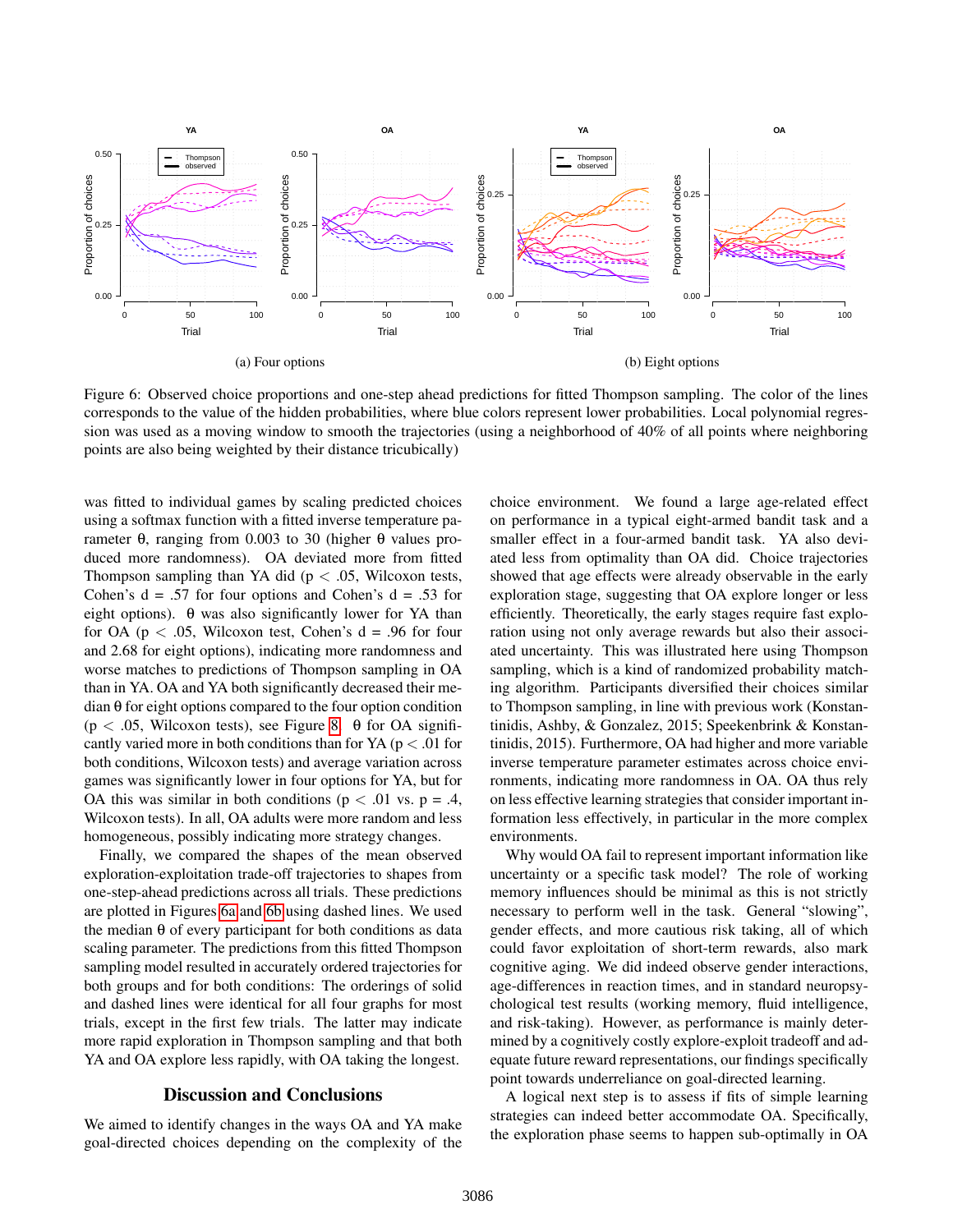YA

OA

YA

OA

0.50

0.25

0.00

Proportion of choices

Thompson
observed

0 50 100

Trial

(a) Four options

(b) Eight options

Figure 6: Observed choice proportions and one-step ahead predictions for fitted Thompson sampling. The color of the lines corresponds to the value of the hidden probabilities, where blue colors represent lower probabilities. Local polynomial regression was used as a moving window to smooth the trajectories (using a neighborhood of 40% of all points where neighboring points are also being weighted by their distance tricubically)

was fitted to individual games by scaling predicted choices using a softmax function with a fitted inverse temperature parameter θ, ranging from 0.003 to 30 (higher θ values produced more randomness). OA deviated more from fitted Thompson sampling than YA did ($p < .05$, Wilcoxon tests, Cohen's d = .57 for four options and Cohen's d = .53 for eight options). θ was also significantly lower for YA than for OA ($p < .05$, Wilcoxon test, Cohen's d = .96 for four and 2.68 for eight options), indicating more randomness and worse matches to predictions of Thompson sampling in OA than in YA. OA and YA both significantly decreased their median θ for eight options compared to the four option condition ($p < .05$, Wilcoxon tests), see Figure 8. θ for OA significantly varied more in both conditions than for YA ($p < .01$ for both conditions, Wilcoxon tests) and average variation across games was significantly lower in four options for YA, but for OA this was similar in both conditions ($p < .01$ vs. $p = .4$, Wilcoxon tests). In all, OA adults were more random and less homogeneous, possibly indicating more strategy changes.

Finally, we compared the shapes of the mean observed exploration-exploitation trade-off trajectories to shapes from one-step-ahead predictions across all trials. These predictions are plotted in Figures 6a and 6b using dashed lines. We used the median θ of every participant for both conditions as data scaling parameter. The predictions from this fitted Thompson sampling model resulted in accurately ordered trajectories for both groups and for both conditions: The orderings of solid and dashed lines were identical for all four graphs for most trials, except in the first few trials. The latter may indicate more rapid exploration in Thompson sampling and that both YA and OA explore less rapidly, with OA taking the longest.

## Discussion and Conclusions

We aimed to identify changes in the ways OA and YA make goal-directed choices depending on the complexity of the choice environment. We found a large age-related effect on performance in a typical eight-armed bandit task and a smaller effect in a four-armed bandit task. YA also deviated less from optimality than OA did. Choice trajectories showed that age effects were already observable in the early exploration stage, suggesting that OA explore longer or less efficiently. Theoretically, the early stages require fast exploration using not only average rewards but also their associated uncertainty. This was illustrated here using Thompson sampling, which is a kind of randomized probability matching algorithm. Participants diversified their choices similar to Thompson sampling, in line with previous work (Konstantinidis, Ashby, & Gonzalez, 2015; Speekenbrink & Konstantinidis, 2015). Furthermore, OA had higher and more variable inverse temperature parameter estimates across choice environments, indicating more randomness in OA. OA thus rely on less effective learning strategies that consider important information less effectively, in particular in the more complex environments.

Why would OA fail to represent important information like uncertainty or a specific task model? The role of working memory influences should be minimal as this is not strictly necessary to perform well in the task. General "slowing", gender effects, and more cautious risk taking, all of which could favor exploitation of short-term rewards, also mark cognitive aging. We did indeed observe gender interactions, age-differences in reaction times, and in standard neuropsychological test results (working memory, fluid intelligence, and risk-taking). However, as performance is mainly determined by a cognitively costly explore-exploit tradeoff and adequate future reward representations, our findings specifically point towards underreliance on goal-directed learning.

A logical next step is to assess if fits of simple learning strategies can indeed better accommodate OA. Specifically, the exploration phase seems to happen sub-optimally in OA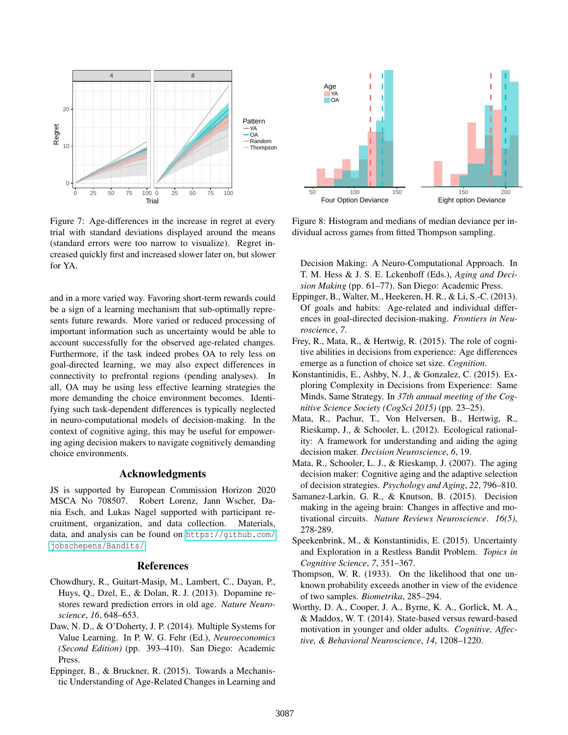4

8

20

10

0

Regret

0 25 50 75 100 0 25 50 75 100

Trial

Pattern
YA
OA
Random
Thompson

Figure 7: Age-differences in the increase in regret at every trial with standard deviations displayed around the means (standard errors were too narrow to visualize). Regret increased quickly first and increased slower later on, but slower for YA.

Age
YA
OA

50 100 150

Four Option Deviance

150 200

Eight option Deviance

Figure 8: Histogram and medians of median deviance per individual across games from fitted Thompson sampling.

and in a more varied way. Favoring short-term rewards could be a sign of a learning mechanism that sub-optimally represents future rewards. More varied or reduced processing of important information such as uncertainty would be able to account successfully for the observed age-related changes. Furthermore, if the task indeed probes OA to rely less on goal-directed learning, we may also expect differences in connectivity to prefrontal regions (pending analyses). In all, OA may be using less effective learning strategies the more demanding the choice environment becomes. Identifying such task-dependent differences is typically neglected in neuro-computational models of decision-making. In the context of cognitive aging, this may be useful for empowering aging decision makers to navigate cognitively demanding choice environments.

## Acknowledgments

JS is supported by European Commission Horizon 2020 MSCA No 708507. Robert Lorenz, Jann Wscher, Dania Esch, and Lukas Nagel supported with participant recruitment, organization, and data collection. Materials, data, and analysis can be found on https://github.com/jobschepens/Bandits/

## References

Chowdhury, R., Guitart-Masip, M., Lambert, C., Dayan, P., Huys, Q., Dzel, E., & Dolan, R. J. (2013). Dopamine restores reward prediction errors in old age. *Nature Neuroscience*, *16*, 648–653.

Daw, N. D., & O'Doherty, J. P. (2014). Multiple Systems for Value Learning. In P. W. G. Fehr (Ed.), *Neuroeconomics (Second Edition)* (pp. 393–410). San Diego: Academic Press.

Eppinger, B., & Bruckner, R. (2015). Towards a Mechanistic Understanding of Age-Related Changes in Learning and Decision Making: A Neuro-Computational Approach. In T. M. Hess & J. S. E. Lckenhoff (Eds.), *Aging and Decision Making* (pp. 61–77). San Diego: Academic Press.

Eppinger, B., Walter, M., Heekeren, H. R., & Li, S.-C. (2013). Of goals and habits: Age-related and individual differences in goal-directed decision-making. *Frontiers in Neuroscience*, *7*.

Frey, R., Mata, R., & Hertwig, R. (2015). The role of cognitive abilities in decisions from experience: Age differences emerge as a function of choice set size. *Cognition*.

Konstantinidis, E., Ashby, N. J., & Gonzalez, C. (2015). Exploring Complexity in Decisions from Experience: Same Minds, Same Strategy. In *37th annual meeting of the Cognitive Science Society (CogSci 2015)* (pp. 23–25).

Mata, R., Pachur, T., Von Helversen, B., Hertwig, R., Rieskamp, J., & Schooler, L. (2012). Ecological rationality: A framework for understanding and aiding the aging decision maker. *Decision Neuroscience*, *6*, 19.

Mata, R., Schooler, L. J., & Rieskamp, J. (2007). The aging decision maker: Cognitive aging and the adaptive selection of decision strategies. *Psychology and Aging*, *22*, 796–810.

Samanez-Larkin, G. R., & Knutson, B. (2015). Decision making in the ageing brain: Changes in affective and motivational circuits. *Nature Reviews Neuroscience*. *16(5)*, 278-289.

Speekenbrink, M., & Konstantinidis, E. (2015). Uncertainty and Exploration in a Restless Bandit Problem. *Topics in Cognitive Science*, *7*, 351–367.

Thompson, W. R. (1933). On the likelihood that one unknown probability exceeds another in view of the evidence of two samples. *Biometrika*, 285–294.

Worthy, D. A., Cooper, J. A., Byrne, K. A., Gorlick, M. A., & Maddox, W. T. (2014). State-based versus reward-based motivation in younger and older adults. *Cognitive, Affective, & Behavioral Neuroscience*, *14*, 1208–1220.